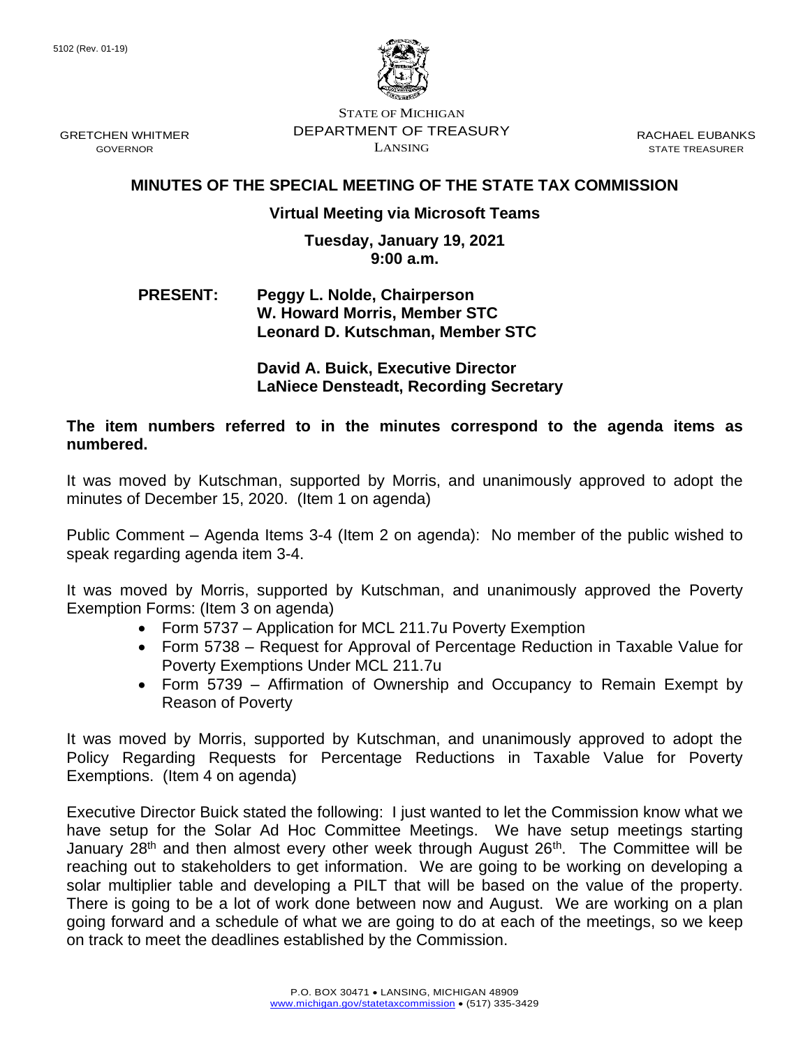5102 (Rev. 01-19)

STATE OF MICHIGAN
DEPARTMENT OF TREASURY
LANSING

GRETCHEN WHITMER
GOVERNOR

RACHAEL EUBANKS
STATE TREASURER

# MINUTES OF THE SPECIAL MEETING OF THE STATE TAX COMMISSION

**Virtual Meeting via Microsoft Teams**

**Tuesday, January 19, 2021**
**9:00 a.m.**

**PRESENT:** **Peggy L. Nolde, Chairperson**
**W. Howard Morris, Member STC**
**Leonard D. Kutschman, Member STC**

**David A. Buick, Executive Director**
**LaNiece Densteadt, Recording Secretary**

**The item numbers referred to in the minutes correspond to the agenda items as numbered.**

It was moved by Kutschman, supported by Morris, and unanimously approved to adopt the minutes of December 15, 2020. (Item 1 on agenda)

Public Comment – Agenda Items 3-4 (Item 2 on agenda): No member of the public wished to speak regarding agenda item 3-4.

It was moved by Morris, supported by Kutschman, and unanimously approved the Poverty Exemption Forms: (Item 3 on agenda)

- Form 5737 – Application for MCL 211.7u Poverty Exemption
- Form 5738 – Request for Approval of Percentage Reduction in Taxable Value for Poverty Exemptions Under MCL 211.7u
- Form 5739 – Affirmation of Ownership and Occupancy to Remain Exempt by Reason of Poverty

It was moved by Morris, supported by Kutschman, and unanimously approved to adopt the Policy Regarding Requests for Percentage Reductions in Taxable Value for Poverty Exemptions. (Item 4 on agenda)

Executive Director Buick stated the following: I just wanted to let the Commission know what we have setup for the Solar Ad Hoc Committee Meetings. We have setup meetings starting January 28th and then almost every other week through August 26th. The Committee will be reaching out to stakeholders to get information. We are going to be working on developing a solar multiplier table and developing a PILT that will be based on the value of the property. There is going to be a lot of work done between now and August. We are working on a plan going forward and a schedule of what we are going to do at each of the meetings, so we keep on track to meet the deadlines established by the Commission.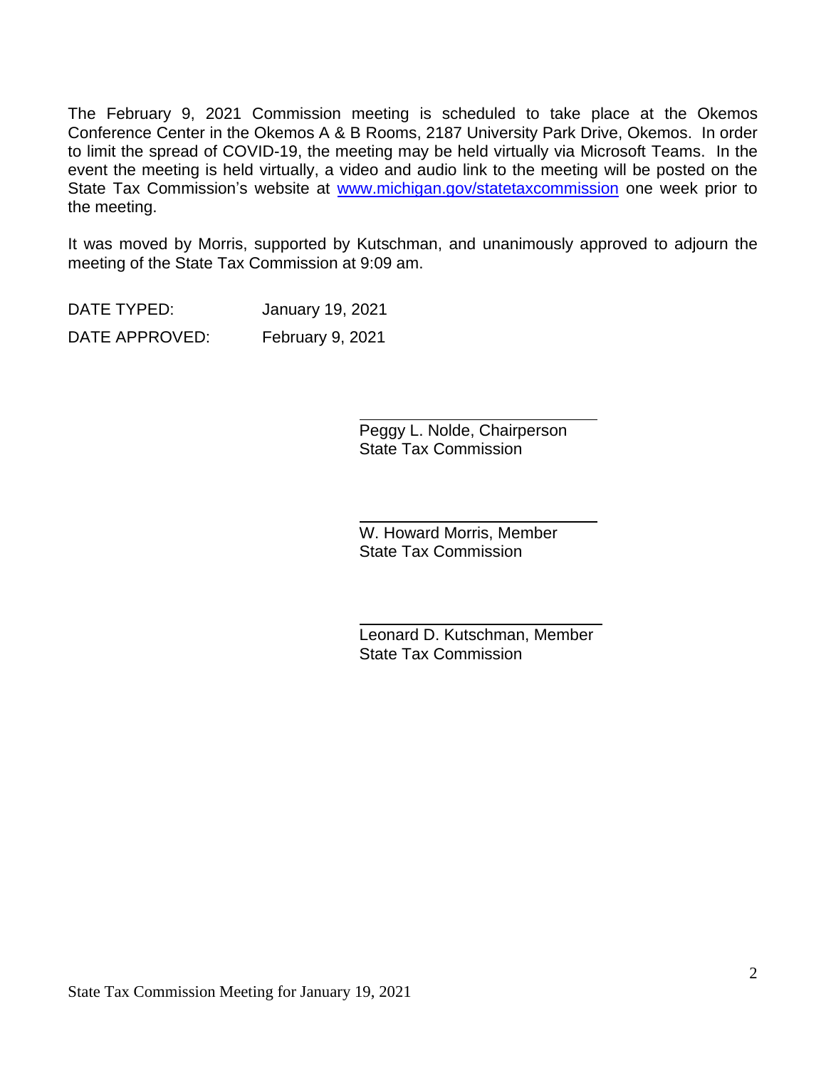The February 9, 2021 Commission meeting is scheduled to take place at the Okemos Conference Center in the Okemos A & B Rooms, 2187 University Park Drive, Okemos. In order to limit the spread of COVID-19, the meeting may be held virtually via Microsoft Teams. In the event the meeting is held virtually, a video and audio link to the meeting will be posted on the State Tax Commission's website at www.michigan.gov/statetaxcommission one week prior to the meeting.

It was moved by Morris, supported by Kutschman, and unanimously approved to adjourn the meeting of the State Tax Commission at 9:09 am.

DATE TYPED: January 19, 2021

DATE APPROVED: February 9, 2021

Peggy L. Nolde, Chairperson
State Tax Commission

W. Howard Morris, Member
State Tax Commission

Leonard D. Kutschman, Member
State Tax Commission